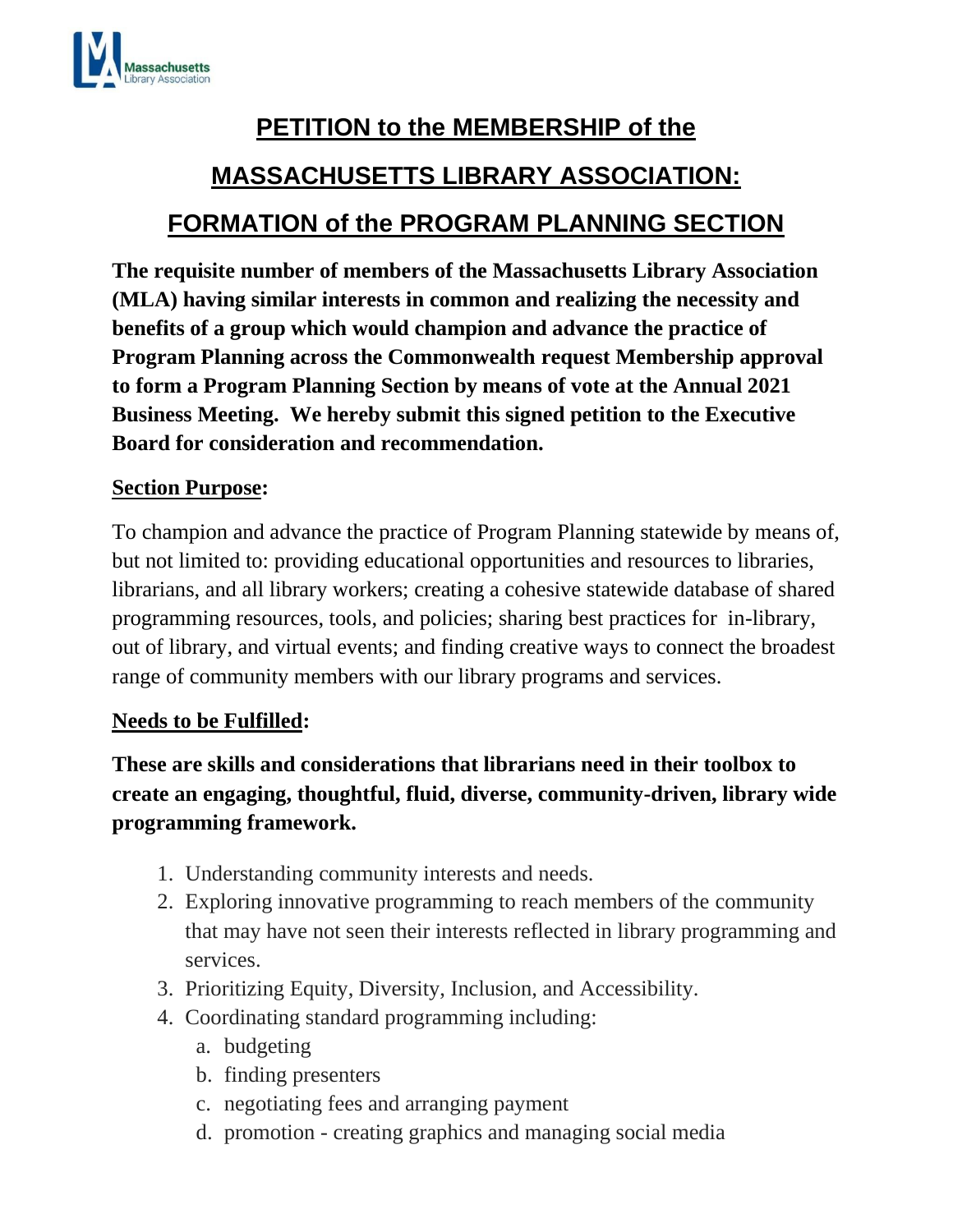# PETITION to the MEMBERSHIP of the

# MASSACHUSETTS LIBRARY ASSOCIATION:

# FORMATION of the PROGRAM PLANNING SECTION

**The requisite number of members of the Massachusetts Library Association (MLA) having similar interests in common and realizing the necessity and benefits of a group which would champion and advance the practice of Program Planning across the Commonwealth request Membership approval to form a Program Planning Section by means of vote at the Annual 2021 Business Meeting. We hereby submit this signed petition to the Executive Board for consideration and recommendation.**

**Section Purpose:**

To champion and advance the practice of Program Planning statewide by means of, but not limited to: providing educational opportunities and resources to libraries, librarians, and all library workers; creating a cohesive statewide database of shared programming resources, tools, and policies; sharing best practices for in-library, out of library, and virtual events; and finding creative ways to connect the broadest range of community members with our library programs and services.

**Needs to be Fulfilled:**

**These are skills and considerations that librarians need in their toolbox to create an engaging, thoughtful, fluid, diverse, community-driven, library wide programming framework.**

1. Understanding community interests and needs.
2. Exploring innovative programming to reach members of the community that may have not seen their interests reflected in library programming and services.
3. Prioritizing Equity, Diversity, Inclusion, and Accessibility.
4. Coordinating standard programming including:
   a. budgeting
   b. finding presenters
   c. negotiating fees and arranging payment
   d. promotion - creating graphics and managing social media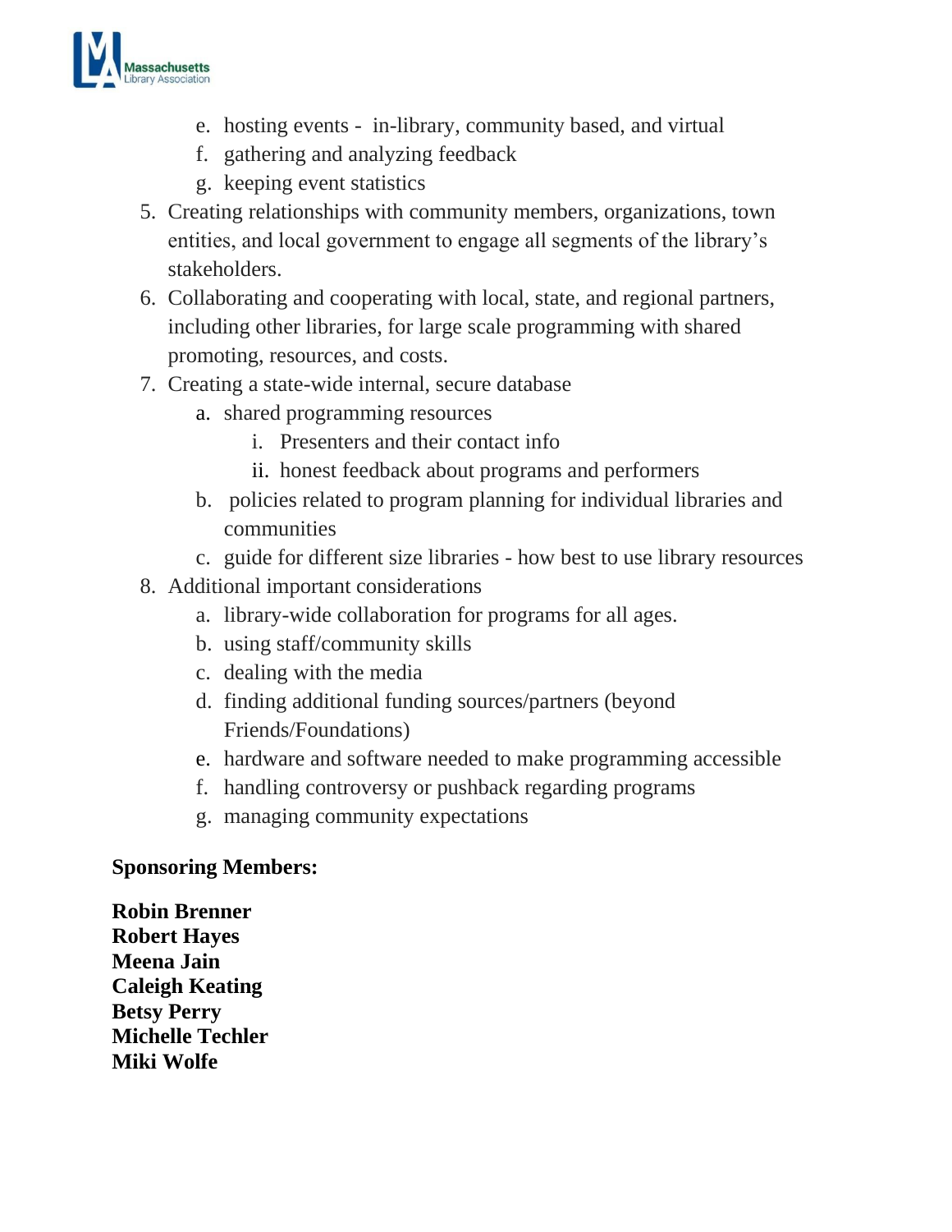e. hosting events - in-library, community based, and virtual
   f. gathering and analyzing feedback
   g. keeping event statistics

5. Creating relationships with community members, organizations, town entities, and local government to engage all segments of the library's stakeholders.
6. Collaborating and cooperating with local, state, and regional partners, including other libraries, for large scale programming with shared promoting, resources, and costs.
7. Creating a state-wide internal, secure database
   a. shared programming resources
      i. Presenters and their contact info
      ii. honest feedback about programs and performers
   b. policies related to program planning for individual libraries and communities
   c. guide for different size libraries - how best to use library resources
8. Additional important considerations
   a. library-wide collaboration for programs for all ages.
   b. using staff/community skills
   c. dealing with the media
   d. finding additional funding sources/partners (beyond Friends/Foundations)
   e. hardware and software needed to make programming accessible
   f. handling controversy or pushback regarding programs
   g. managing community expectations

**Sponsoring Members:**

**Robin Brenner**
**Robert Hayes**
**Meena Jain**
**Caleigh Keating**
**Betsy Perry**
**Michelle Techler**
**Miki Wolfe**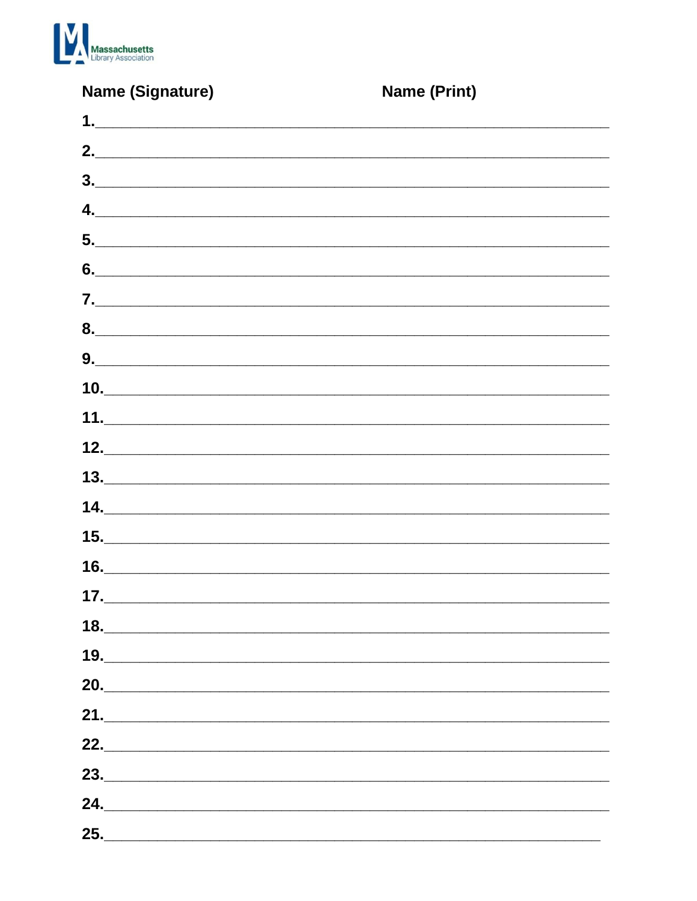Massachusetts Library Association

**Name (Signature)** **Name (Print)**

1.______________________________________________________________

2.______________________________________________________________

3.______________________________________________________________

4.______________________________________________________________

5.______________________________________________________________

6.______________________________________________________________

7.______________________________________________________________

8.______________________________________________________________

9.______________________________________________________________

10._____________________________________________________________

11._____________________________________________________________

12._____________________________________________________________

13._____________________________________________________________

14._____________________________________________________________

15._____________________________________________________________

16._____________________________________________________________

17._____________________________________________________________

18._____________________________________________________________

19._____________________________________________________________

20._____________________________________________________________

21._____________________________________________________________

22._____________________________________________________________

23._____________________________________________________________

24._____________________________________________________________

25.____________________________________________________________